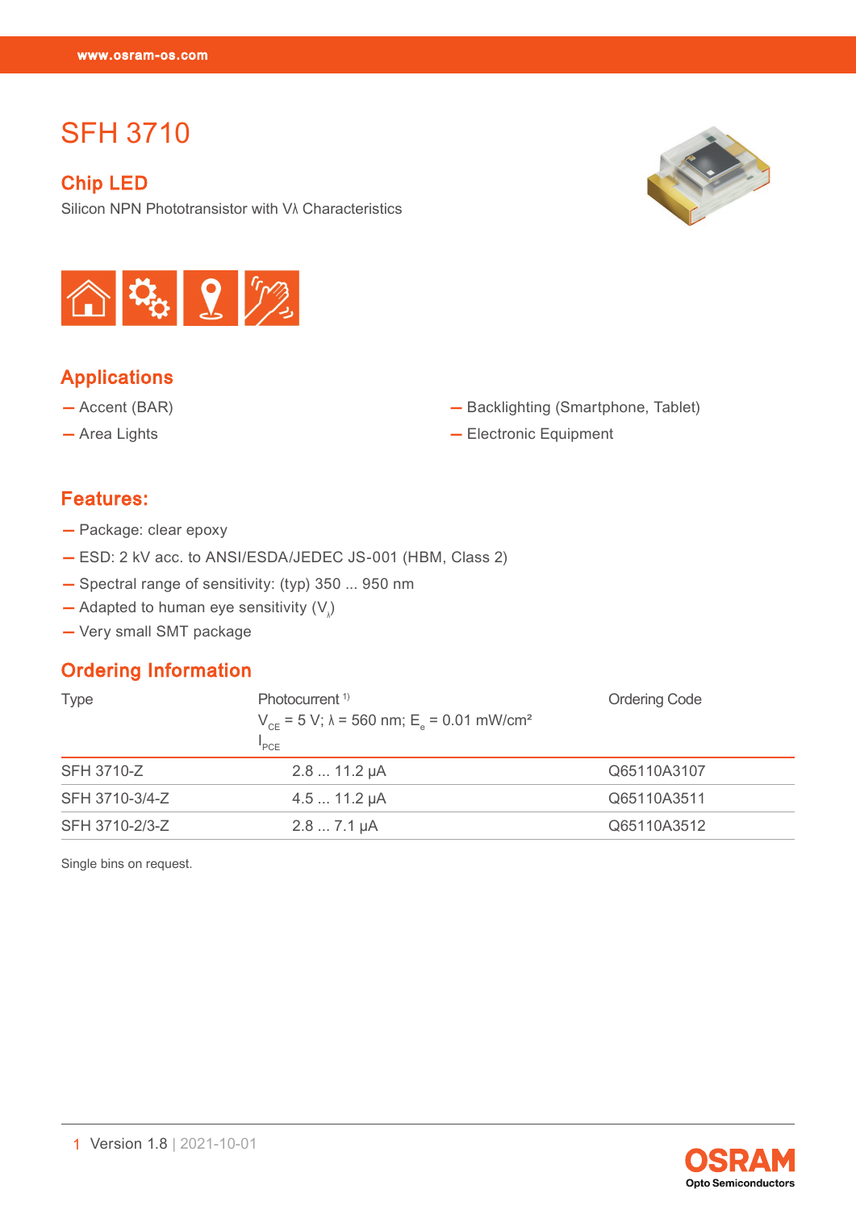# SFH 3710

## Chip LED

Silicon NPN Phototransistor with Vλ Characteristics

## Applications

- Accent (BAR)
- Area Lights
- Backlighting (Smartphone, Tablet)
- Electronic Equipment

## Features:

- Package: clear epoxy
- ESD: 2 kV acc. to ANSI/ESDA/JEDEC JS-001 (HBM, Class 2)
- Spectral range of sensitivity: (typ) 350 ... 950 nm
- Adapted to human eye sensitivity ($V_\lambda$)
- Very small SMT package

## Ordering Information

| Type | Photocurrent [1) ]<br>$V_{CE}$ = 5 V; λ = 560 nm; $E_e$ = 0.01 mW/cm²<br>$I_{PCE}$ | Ordering Code |
|---|---|---|
| SFH 3710-Z | 2.8 ... 11.2 µA | Q65110A3107 |
| SFH 3710-3/4-Z | 4.5 ... 11.2 µA | Q65110A3511 |
| SFH 3710-2/3-Z | 2.8 ... 7.1 µA | Q65110A3512 |

Single bins on request.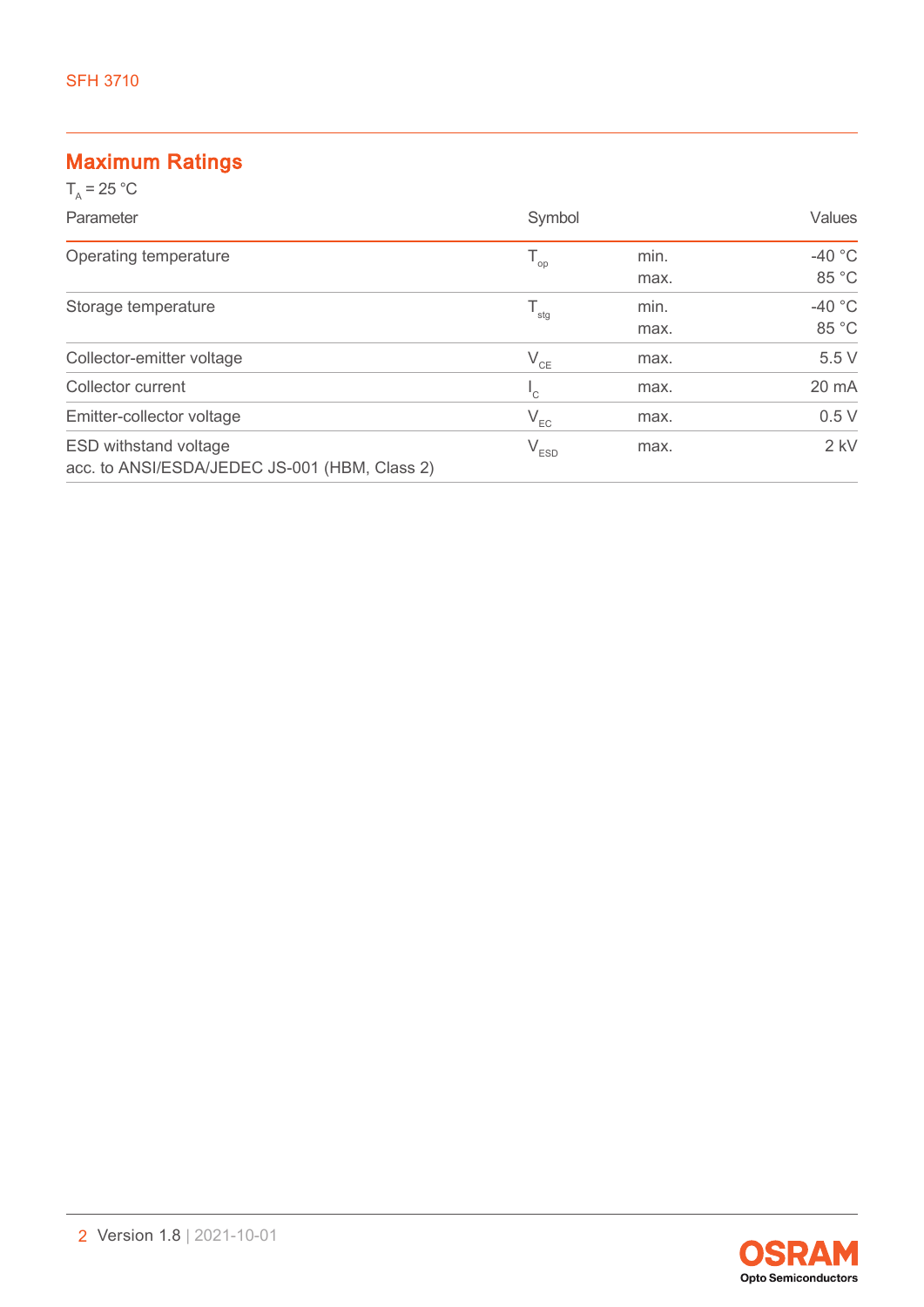## Maximum Ratings

$T_A$ = 25 °C

| Parameter | Symbol | | Values |
|---|---|---|---|
| Operating temperature | $T_{op}$ | min.<br>max. | -40 °C<br>85 °C |
| Storage temperature | $T_{stg}$ | min.<br>max. | -40 °C<br>85 °C |
| Collector-emitter voltage | $V_{CE}$ | max. | 5.5 V |
| Collector current | $I_C$ | max. | 20 mA |
| Emitter-collector voltage | $V_{EC}$ | max. | 0.5 V |
| ESD withstand voltage<br>acc. to ANSI/ESDA/JEDEC JS-001 (HBM, Class 2) | $V_{ESD}$ | max. | 2 kV |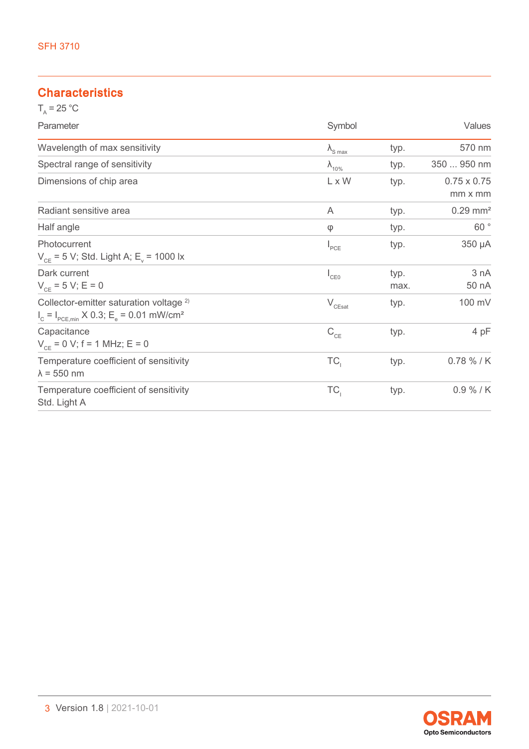## Characteristics

$T_A = 25\ °C$

| Parameter | Symbol | | Values |
|---|---|---|---|
| Wavelength of max sensitivity | $\lambda_{S\ max}$ | typ. | 570 nm |
| Spectral range of sensitivity | $\lambda_{10\%}$ | typ. | 350 ... 950 nm |
| Dimensions of chip area | L x W | typ. | 0.75 x 0.75 mm x mm |
| Radiant sensitive area | A | typ. | 0.29 mm² |
| Half angle | φ | typ. | 60 ° |
| Photocurrent<br>$V_{CE} = 5\ V$; Std. Light A; $E_v = 1000\ lx$ | $I_{PCE}$ | typ. | 350 µA |
| Dark current<br>$V_{CE} = 5\ V$; $E = 0$ | $I_{CE0}$ | typ.<br>max. | 3 nA<br>50 nA |
| Collector-emitter saturation voltage [2]<br>$I_C = I_{PCE,min}$ X 0.3; $E_e = 0.01\ mW/cm^2$ | $V_{CEsat}$ | typ. | 100 mV |
| Capacitance<br>$V_{CE} = 0\ V$; f = 1 MHz; E = 0 | $C_{CE}$ | typ. | 4 pF |
| Temperature coefficient of sensitivity<br>λ = 550 nm | $TC_I$ | typ. | 0.78 % / K |
| Temperature coefficient of sensitivity<br>Std. Light A | $TC_I$ | typ. | 0.9 % / K |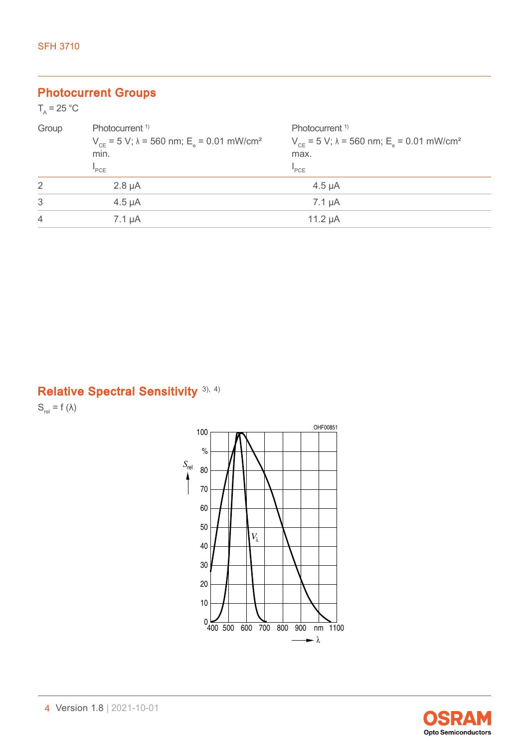## Photocurrent Groups

$T_A = 25\ °C$

| Group | Photocurrent [1) ]<br>$V_{CE}$ = 5 V; λ = 560 nm; $E_e$ = 0.01 mW/cm²<br>min.<br>$I_{PCE}$ | Photocurrent [1) ]<br>$V_{CE}$ = 5 V; λ = 560 nm; $E_e$ = 0.01 mW/cm²<br>max.<br>$I_{PCE}$ |
|---|---|---|
| 2 | 2.8 µA | 4.5 µA |
| 3 | 4.5 µA | 7.1 µA |
| 4 | 7.1 µA | 11.2 µA |

## Relative Spectral Sensitivity [3), 4)]

$S_{rel} = f(\lambda)$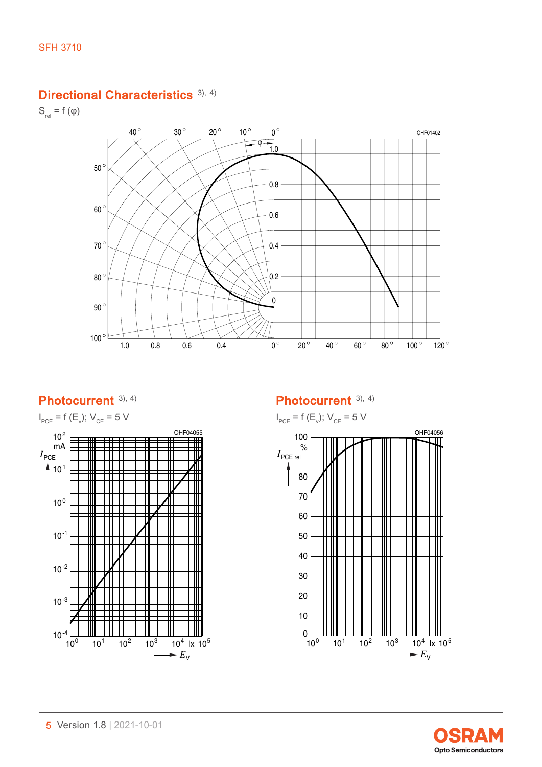## Directional Characteristics [3), 4)]

$S_{rel} = f(\varphi)$

OHF01402

## Photocurrent [3), 4)]

$I_{PCE} = f(E_v)$; $V_{CE} = 5$ V

OHF04055

## Photocurrent [3), 4)]

$I_{PCE} = f(E_v)$; $V_{CE} = 5$ V

OHF04056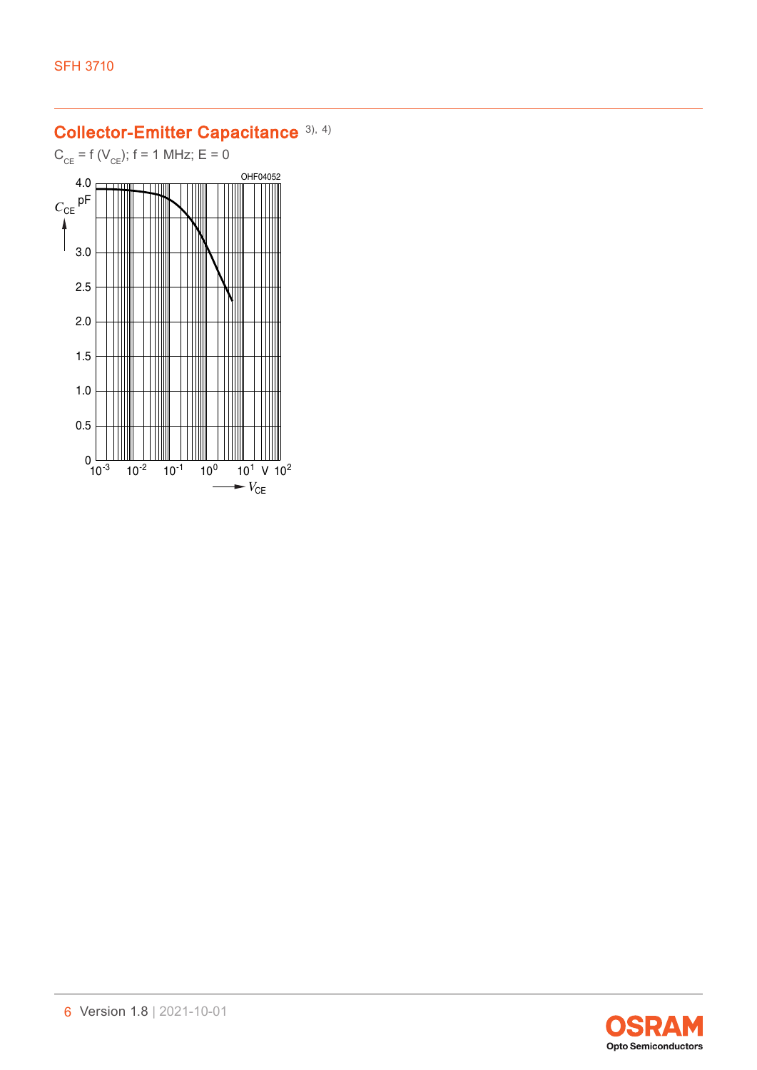## Collector-Emitter Capacitance [3), 4)]

$C_{CE} = f(V_{CE})$; f = 1 MHz; E = 0

OHF04052

$C_{CE}$ pF

4.0

3.0

2.5

2.0

1.5

1.0

0.5

0

$10^{-3}$ $10^{-2}$ $10^{-1}$ $10^{0}$ $10^{1}$ V $10^{2}$

→ $V_{CE}$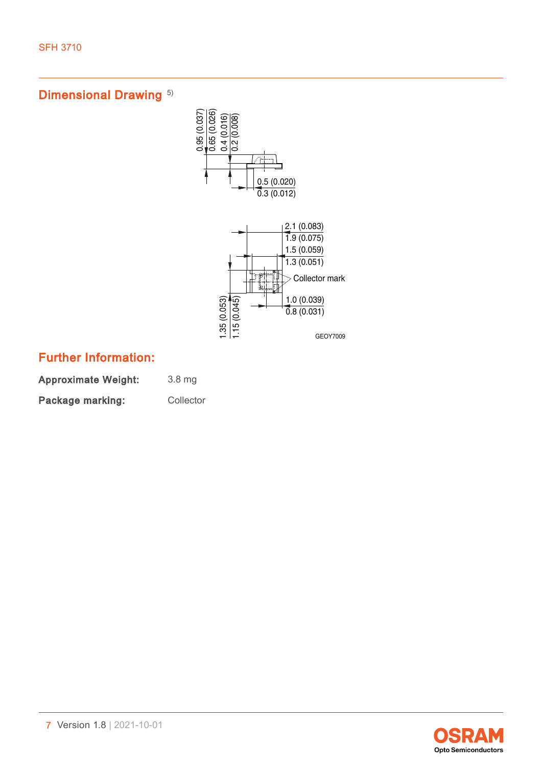## Dimensional Drawing [5)]

0.95 (0.037)
0.65 (0.026)
0.4 (0.016)
0.2 (0.008)

0.5 (0.020)
0.3 (0.012)

2.1 (0.083)
1.9 (0.075)
1.5 (0.059)
1.3 (0.051)

Collector mark

1.0 (0.039)
0.8 (0.031)

1.35 (0.053)
1.15 (0.045)

GEOY7009

## Further Information:

**Approximate Weight:** 3.8 mg

**Package marking:** Collector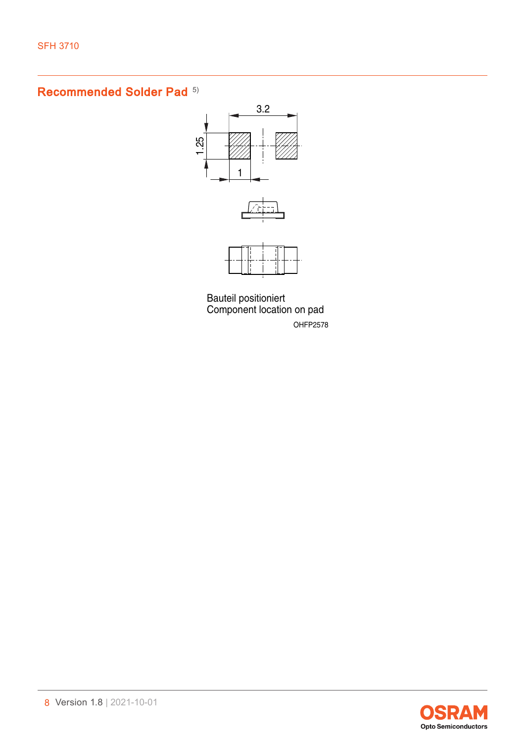## Recommended Solder Pad [5)]

3.2

1.25

1

Bauteil positioniert
Component location on pad

OHFP2578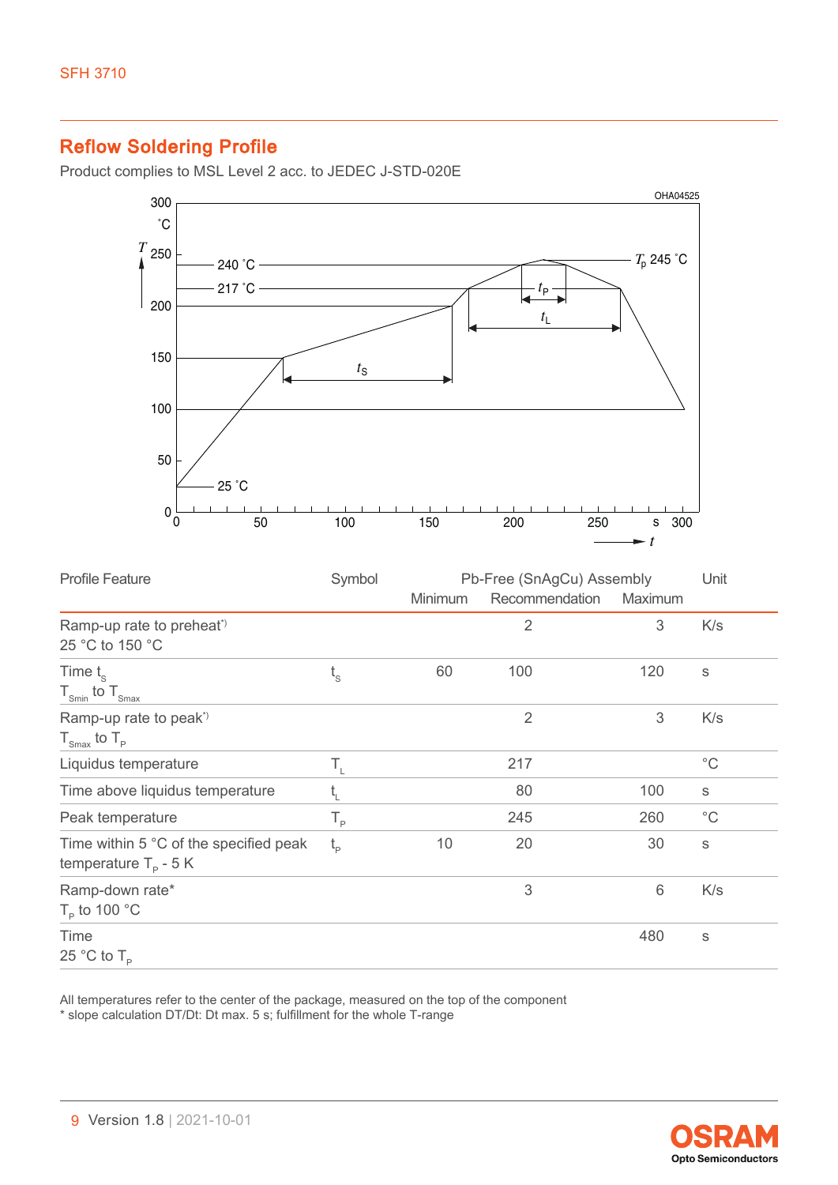## Reflow Soldering Profile

Product complies to MSL Level 2 acc. to JEDEC J-STD-020E

| Profile Feature | Symbol | Pb-Free (SnAgCu) Assembly | | | Unit |
|---|---|---|---|---|---|
| | | Minimum | Recommendation | Maximum | |
| Ramp-up rate to preheat*) 25 °C to 150 °C | | | 2 | 3 | K/s |
| Time $t_S$ $T_{Smin}$ to $T_{Smax}$ | $t_S$ | 60 | 100 | 120 | s |
| Ramp-up rate to peak*) $T_{Smax}$ to $T_P$ | | | 2 | 3 | K/s |
| Liquidus temperature | $T_L$ | | 217 | | °C |
| Time above liquidus temperature | $t_L$ | | 80 | 100 | s |
| Peak temperature | $T_P$ | | 245 | 260 | °C |
| Time within 5 °C of the specified peak temperature $T_P$ - 5 K | $t_P$ | 10 | 20 | 30 | s |
| Ramp-down rate* $T_P$ to 100 °C | | | 3 | 6 | K/s |
| Time 25 °C to $T_P$ | | | | 480 | s |

All temperatures refer to the center of the package, measured on the top of the component
* slope calculation DT/Dt: Dt max. 5 s; fulfillment for the whole T-range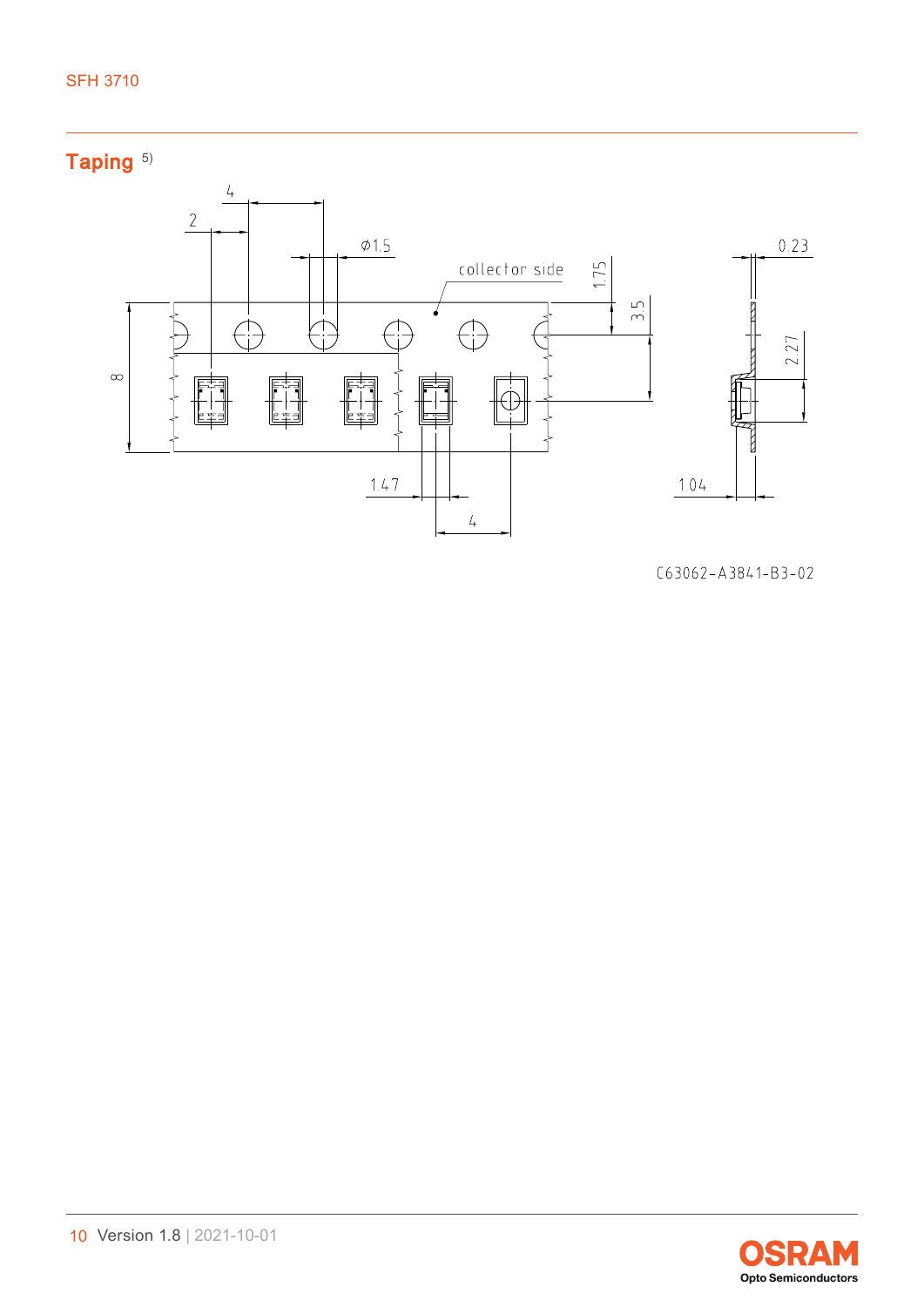## Taping [5)]

C63062-A3841-B3-02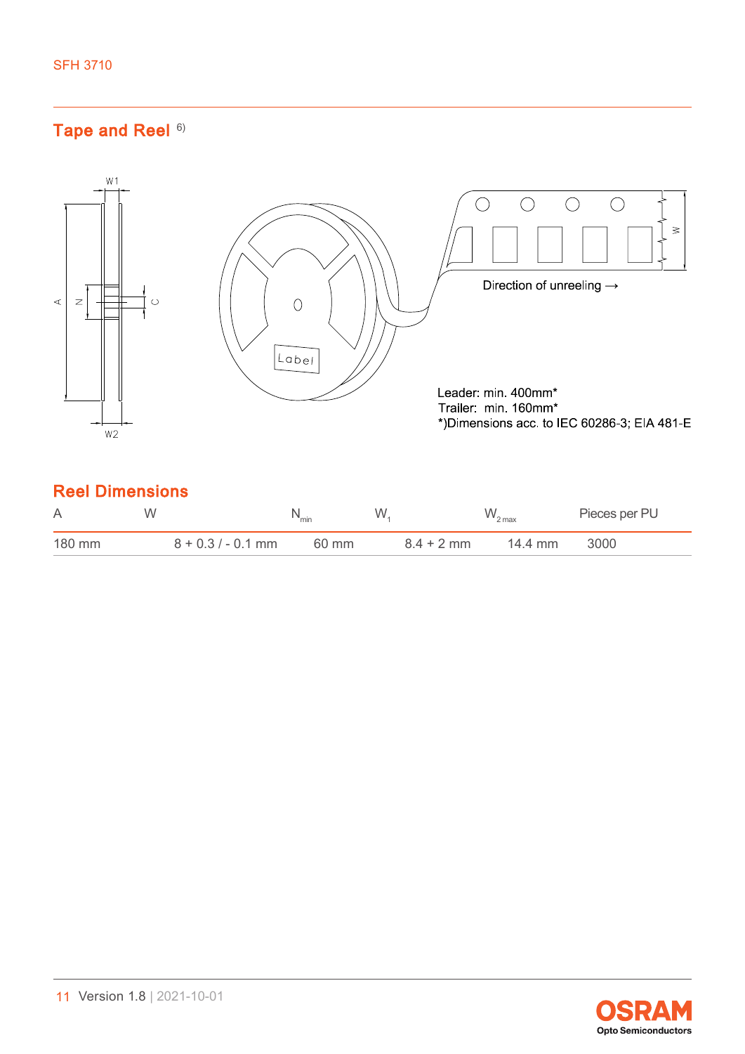## Tape and Reel [6)]

Direction of unreeling →

Leader: min. 400mm*
Trailer: min. 160mm*
*)Dimensions acc. to IEC 60286-3; EIA 481-E

## Reel Dimensions

| A | W | $N_{min}$ | $W_1$ | $W_{2\,max}$ | Pieces per PU |
|---|---|---|---|---|---|
| 180 mm | 8 + 0.3 / - 0.1 mm | 60 mm | 8.4 + 2 mm | 14.4 mm | 3000 |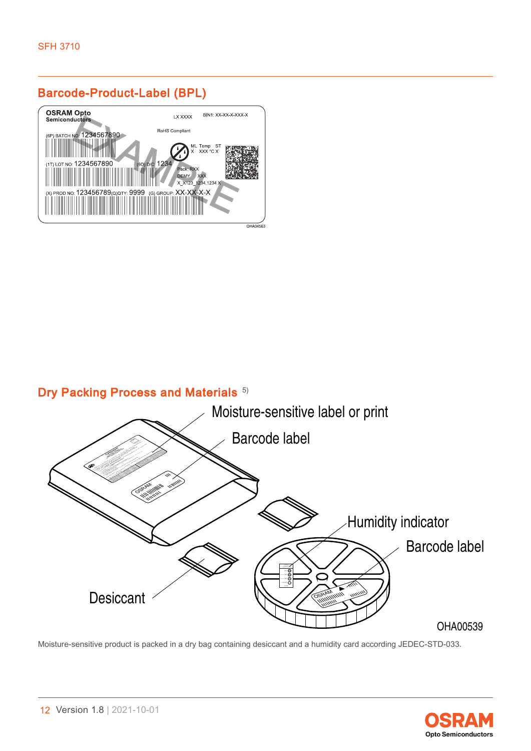## Barcode-Product-Label (BPL)

## Dry Packing Process and Materials [5)]

Moisture-sensitive product is packed in a dry bag containing desiccant and a humidity card according JEDEC-STD-033.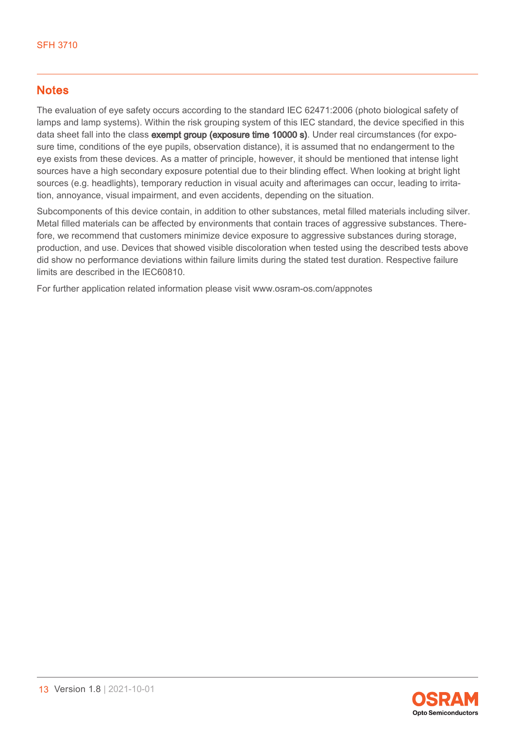## Notes

The evaluation of eye safety occurs according to the standard IEC 62471:2006 (photo biological safety of lamps and lamp systems). Within the risk grouping system of this IEC standard, the device specified in this data sheet fall into the class **exempt group (exposure time 10000 s)**. Under real circumstances (for exposure time, conditions of the eye pupils, observation distance), it is assumed that no endangerment to the eye exists from these devices. As a matter of principle, however, it should be mentioned that intense light sources have a high secondary exposure potential due to their blinding effect. When looking at bright light sources (e.g. headlights), temporary reduction in visual acuity and afterimages can occur, leading to irritation, annoyance, visual impairment, and even accidents, depending on the situation.

Subcomponents of this device contain, in addition to other substances, metal filled materials including silver. Metal filled materials can be affected by environments that contain traces of aggressive substances. Therefore, we recommend that customers minimize device exposure to aggressive substances during storage, production, and use. Devices that showed visible discoloration when tested using the described tests above did show no performance deviations within failure limits during the stated test duration. Respective failure limits are described in the IEC60810.

For further application related information please visit www.osram-os.com/appnotes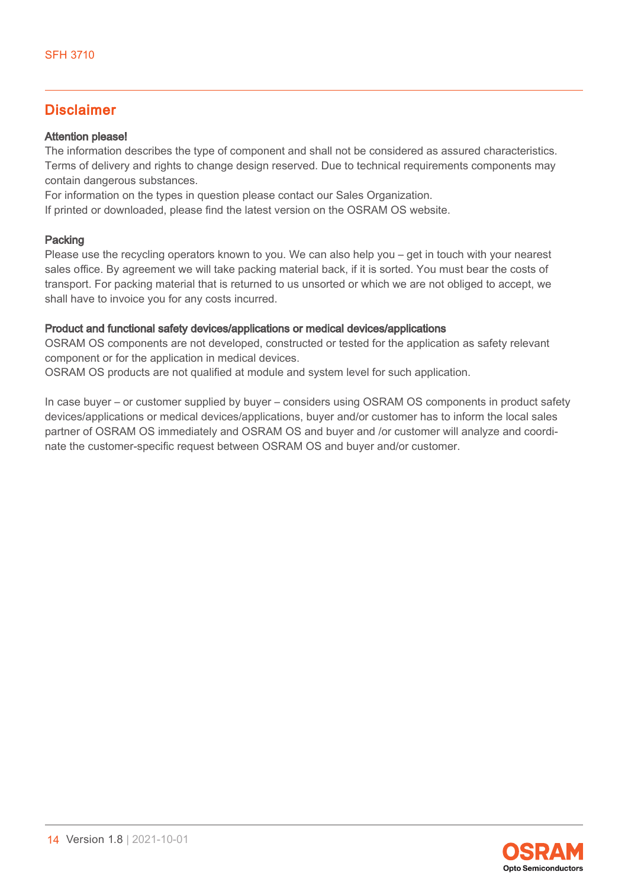## Disclaimer

**Attention please!**

The information describes the type of component and shall not be considered as assured characteristics. Terms of delivery and rights to change design reserved. Due to technical requirements components may contain dangerous substances.

For information on the types in question please contact our Sales Organization.

If printed or downloaded, please find the latest version on the OSRAM OS website.

**Packing**

Please use the recycling operators known to you. We can also help you – get in touch with your nearest sales office. By agreement we will take packing material back, if it is sorted. You must bear the costs of transport. For packing material that is returned to us unsorted or which we are not obliged to accept, we shall have to invoice you for any costs incurred.

**Product and functional safety devices/applications or medical devices/applications**

OSRAM OS components are not developed, constructed or tested for the application as safety relevant component or for the application in medical devices.

OSRAM OS products are not qualified at module and system level for such application.

In case buyer – or customer supplied by buyer – considers using OSRAM OS components in product safety devices/applications or medical devices/applications, buyer and/or customer has to inform the local sales partner of OSRAM OS immediately and OSRAM OS and buyer and /or customer will analyze and coordinate the customer-specific request between OSRAM OS and buyer and/or customer.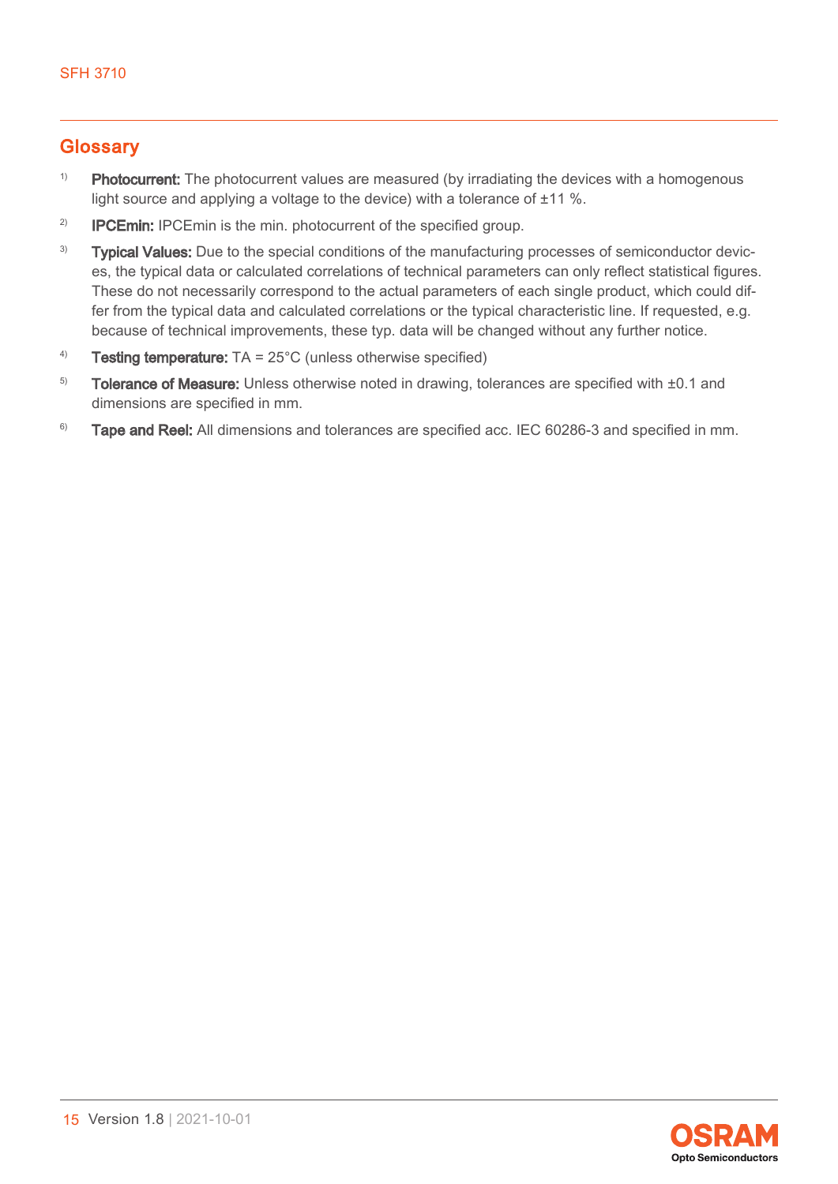## Glossary

[1] **Photocurrent:** The photocurrent values are measured (by irradiating the devices with a homogenous light source and applying a voltage to the device) with a tolerance of ±11 %.

[2] **IPCEmin:** IPCEmin is the min. photocurrent of the specified group.

[3] **Typical Values:** Due to the special conditions of the manufacturing processes of semiconductor devices, the typical data or calculated correlations of technical parameters can only reflect statistical figures. These do not necessarily correspond to the actual parameters of each single product, which could differ from the typical data and calculated correlations or the typical characteristic line. If requested, e.g. because of technical improvements, these typ. data will be changed without any further notice.

[4] **Testing temperature:** TA = 25°C (unless otherwise specified)

[5] **Tolerance of Measure:** Unless otherwise noted in drawing, tolerances are specified with ±0.1 and dimensions are specified in mm.

[6] **Tape and Reel:** All dimensions and tolerances are specified acc. IEC 60286-3 and specified in mm.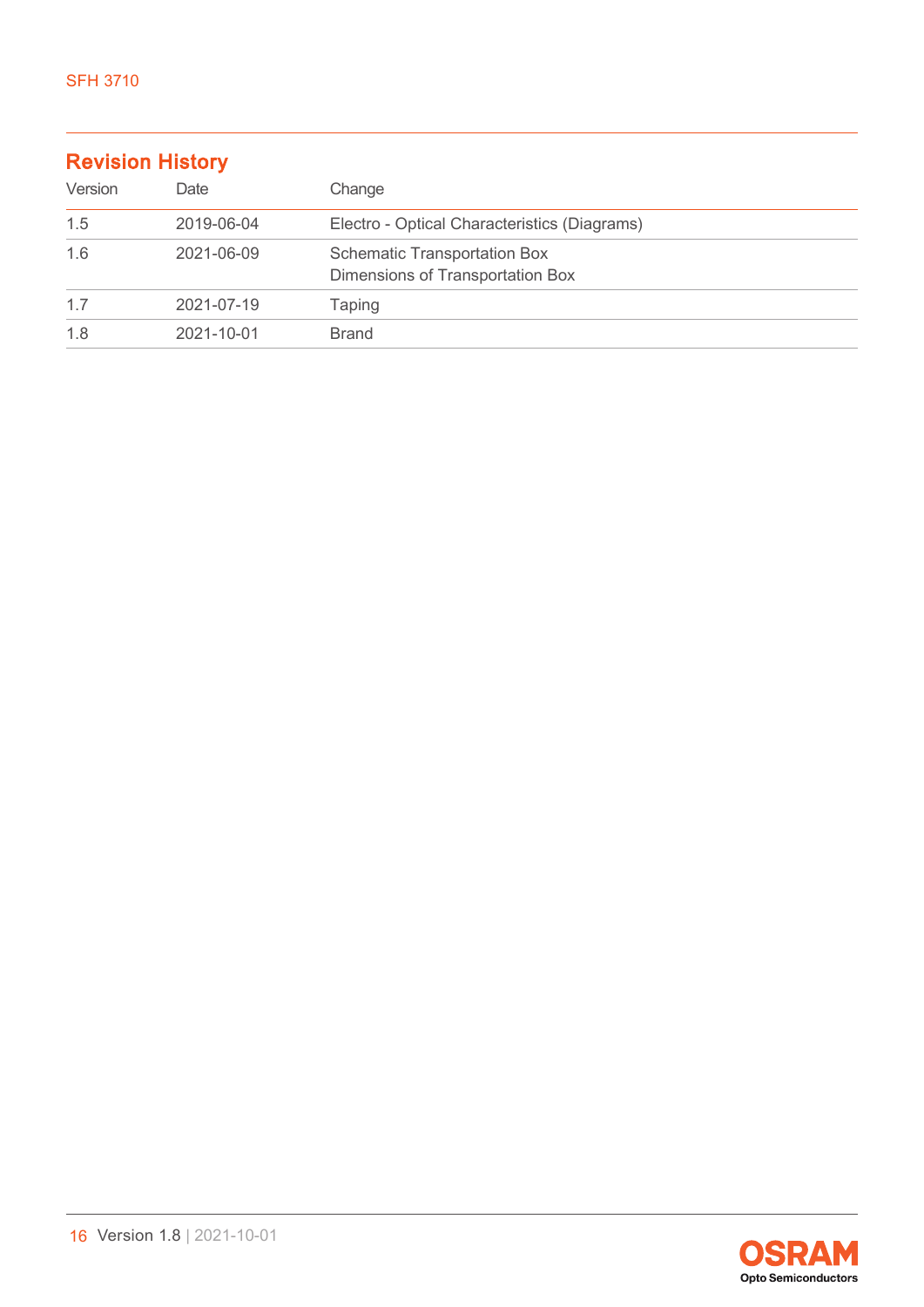## Revision History

| Version | Date | Change |
|---|---|---|
| 1.5 | 2019-06-04 | Electro - Optical Characteristics (Diagrams) |
| 1.6 | 2021-06-09 | Schematic Transportation Box<br>Dimensions of Transportation Box |
| 1.7 | 2021-07-19 | Taping |
| 1.8 | 2021-10-01 | Brand |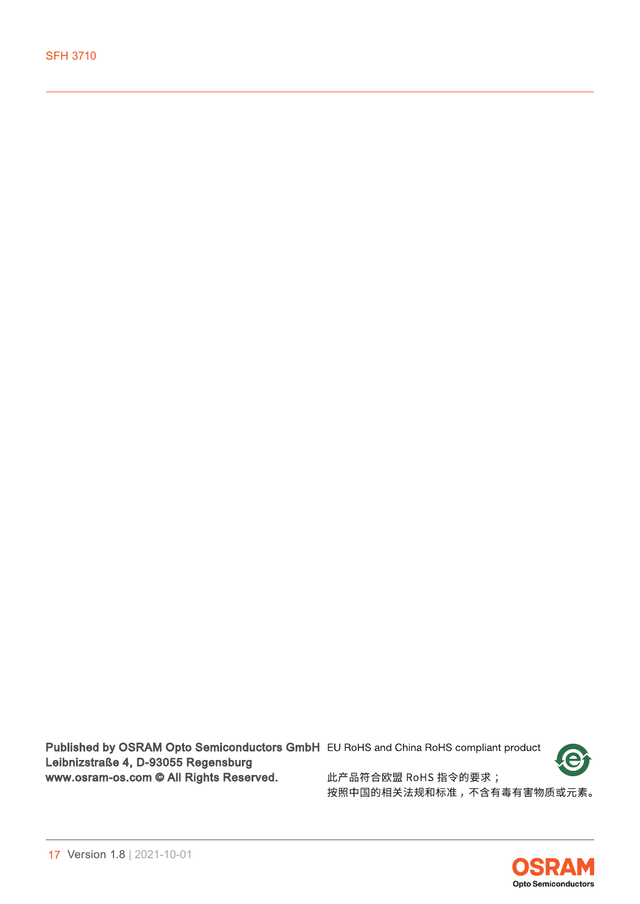**Published by OSRAM Opto Semiconductors GmbH**
**Leibnizstraße 4, D-93055 Regensburg**
**www.osram-os.com © All Rights Reserved.**

EU RoHS and China RoHS compliant product

此产品符合欧盟 RoHS 指令的要求；
按照中国的相关法规和标准，不含有毒有害物质或元素。